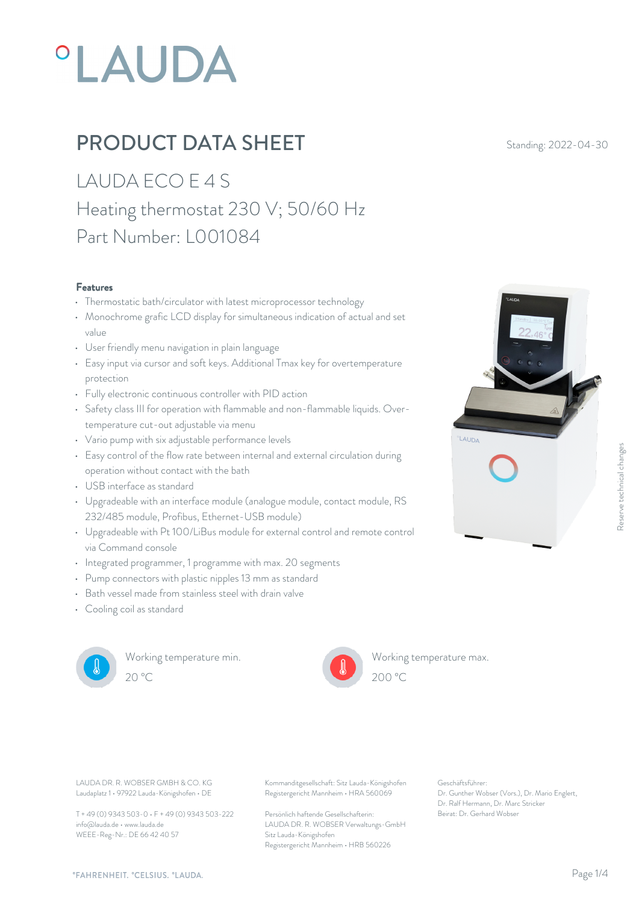# LAUDA

## PRODUCT DATA SHEET

Standing: 2022-04-30

LAUDA ECO E 4 S

Heating thermostat 230 V; 50/60 Hz

Part Number: L001084

### Features

- Thermostatic bath/circulator with latest microprocessor technology
- Monochrome grafic LCD display for simultaneous indication of actual and set value
- User friendly menu navigation in plain language
- Easy input via cursor and soft keys. Additional Tmax key for overtemperature protection
- Fully electronic continuous controller with PID action
- Safety class III for operation with flammable and non-flammable liquids. Over-temperature cut-out adjustable via menu
- Vario pump with six adjustable performance levels
- Easy control of the flow rate between internal and external circulation during operation without contact with the bath
- USB interface as standard
- Upgradeable with an interface module (analogue module, contact module, RS 232/485 module, Profibus, Ethernet-USB module)
- Upgradeable with Pt 100/LiBus module for external control and remote control via Command console
- Integrated programmer, 1 programme with max. 20 segments
- Pump connectors with plastic nipples 13 mm as standard
- Bath vessel made from stainless steel with drain valve
- Cooling coil as standard

Working temperature min.
20 °C

Working temperature max.
200 °C

Reserve technical changes

LAUDA DR. R. WOBSER GMBH & CO. KG
Laudaplatz 1 • 97922 Lauda-Königshofen • DE

T + 49 (0) 9343 503-0 • F + 49 (0) 9343 503-222
info@lauda.de • www.lauda.de
WEEE-Reg-Nr.: DE 66 42 40 57

Kommanditgesellschaft: Sitz Lauda-Königshofen
Registergericht Mannheim • HRA 560069

Persönlich haftende Gesellschafterin:
LAUDA DR. R. WOBSER Verwaltungs-GmbH
Sitz Lauda-Königshofen
Registergericht Mannheim • HRB 560226

Geschäftsführer:
Dr. Gunther Wobser (Vors.), Dr. Mario Englert, Dr. Ralf Hermann, Dr. Marc Stricker
Beirat: Dr. Gerhard Wobser

°FAHRENHEIT. °CELSIUS. °LAUDA.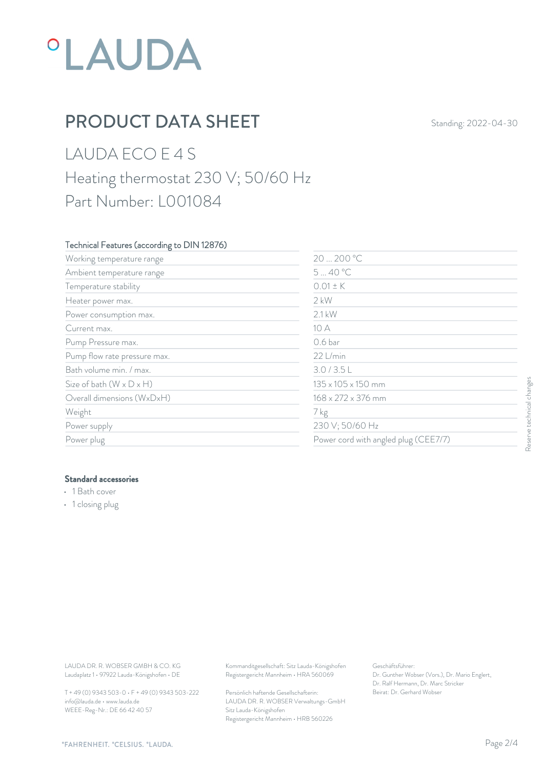# °LAUDA

## PRODUCT DATA SHEET

Standing: 2022-04-30

LAUDA ECO E 4 S
Heating thermostat 230 V; 50/60 Hz
Part Number: L001084

### Technical Features (according to DIN 12876)

| | |
|---|---|
| Working temperature range | 20 ... 200 °C |
| Ambient temperature range | 5 ... 40 °C |
| Temperature stability | 0.01 ± K |
| Heater power max. | 2 kW |
| Power consumption max. | 2.1 kW |
| Current max. | 10 A |
| Pump Pressure max. | 0.6 bar |
| Pump flow rate pressure max. | 22 L/min |
| Bath volume min. / max. | 3.0 / 3.5 L |
| Size of bath (W x D x H) | 135 x 105 x 150 mm |
| Overall dimensions (WxDxH) | 168 x 272 x 376 mm |
| Weight | 7 kg |
| Power supply | 230 V; 50/60 Hz |
| Power plug | Power cord with angled plug (CEE7/7) |

Reserve technical changes

**Standard accessories**

- 1 Bath cover
- 1 closing plug

LAUDA DR. R. WOBSER GMBH & CO. KG
Laudaplatz 1 • 97922 Lauda-Königshofen • DE

T + 49 (0) 9343 503-0 • F + 49 (0) 9343 503-222
info@lauda.de • www.lauda.de
WEEE-Reg-Nr.: DE 66 42 40 57

Kommanditgesellschaft: Sitz Lauda-Königshofen
Registergericht Mannheim • HRA 560069

Persönlich haftende Gesellschafterin:
LAUDA DR. R. WOBSER Verwaltungs-GmbH
Sitz Lauda-Königshofen
Registergericht Mannheim • HRB 560226

Geschäftsführer:
Dr. Gunther Wobser (Vors.), Dr. Mario Englert,
Dr. Ralf Hermann, Dr. Marc Stricker
Beirat: Dr. Gerhard Wobser

°FAHRENHEIT. °CELSIUS. °LAUDA.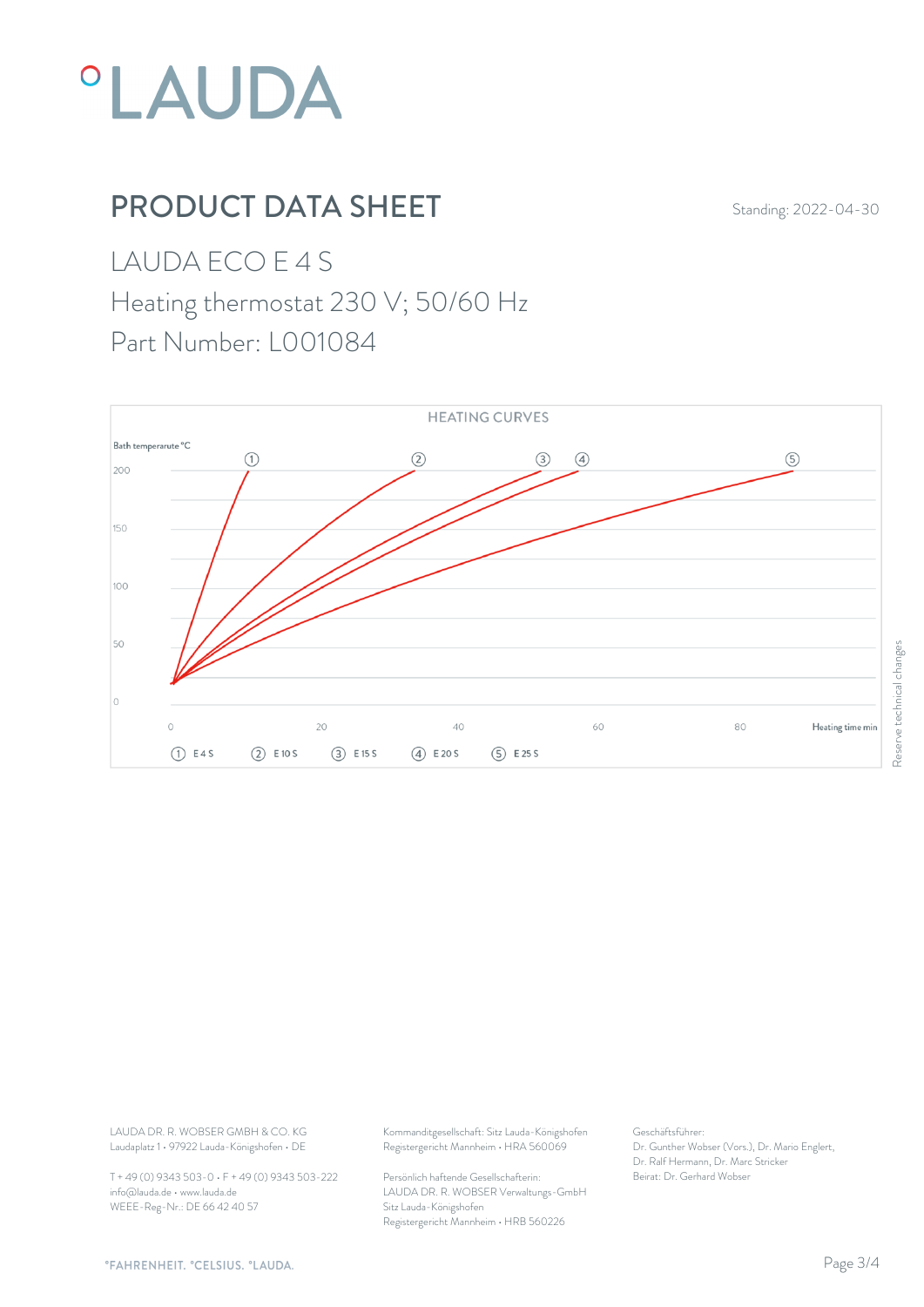# PRODUCT DATA SHEET

Standing: 2022-04-30

## LAUDA ECO E 4 S

Heating thermostat 230 V; 50/60 Hz

Part Number: L001084

HEATING CURVES

Bath temperarute °C

200

150

100

50

0

0 20 40 60 80 Heating time min

① E 4 S ② E 10 S ③ E 15 S ④ E 20 S ⑤ E 25 S

Reserve technical changes

LAUDA DR. R. WOBSER GMBH & CO. KG
Laudaplatz 1 • 97922 Lauda-Königshofen • DE

T + 49 (0) 9343 503-0 • F + 49 (0) 9343 503-222
info@lauda.de • www.lauda.de
WEEE-Reg-Nr.: DE 66 42 40 57

Kommanditgesellschaft: Sitz Lauda-Königshofen
Registergericht Mannheim • HRA 560069

Persönlich haftende Gesellschafterin:
LAUDA DR. R. WOBSER Verwaltungs-GmbH
Sitz Lauda-Königshofen
Registergericht Mannheim • HRB 560226

Geschäftsführer:
Dr. Gunther Wobser (Vors.), Dr. Mario Englert, Dr. Ralf Hermann, Dr. Marc Stricker
Beirat: Dr. Gerhard Wobser

°FAHRENHEIT. °CELSIUS. °LAUDA.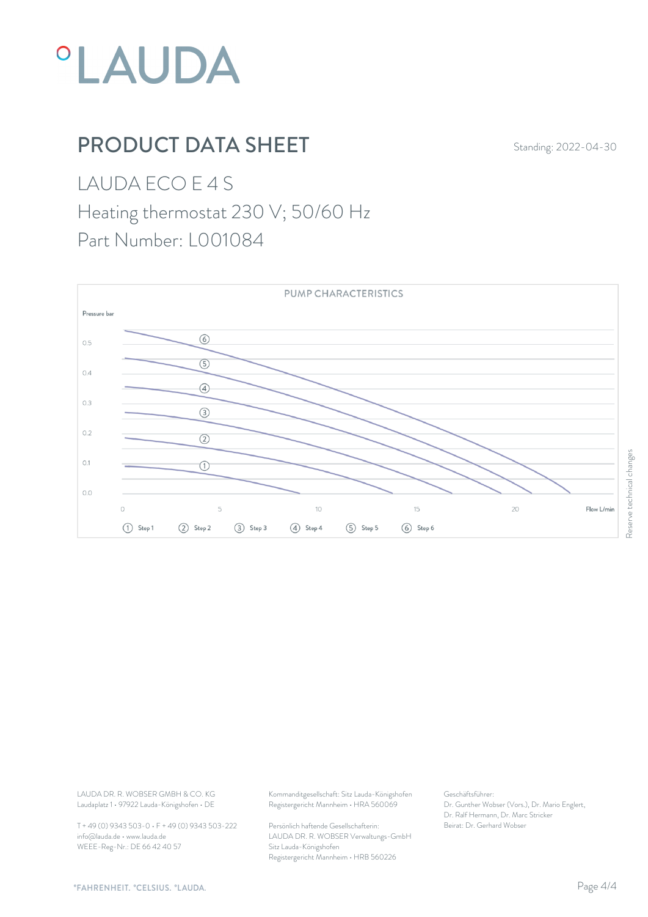# PRODUCT DATA SHEET

Standing: 2022-04-30

## LAUDA ECO E 4 S

Heating thermostat 230 V; 50/60 Hz

Part Number: L001084

PUMP CHARACTERISTICS

Pressure bar

0.5
0.4
0.3
0.2
0.1
0.0

0
5
10
15
20
Flow L/min

① Step 1
② Step 2
③ Step 3
④ Step 4
⑤ Step 5
⑥ Step 6

Reserve technical changes

LAUDA DR. R. WOBSER GMBH & CO. KG
Laudaplatz 1 • 97922 Lauda-Königshofen • DE

T + 49 (0) 9343 503-0 • F + 49 (0) 9343 503-222
info@lauda.de • www.lauda.de
WEEE-Reg-Nr.: DE 66 42 40 57

Kommanditgesellschaft: Sitz Lauda-Königshofen
Registergericht Mannheim • HRA 560069

Persönlich haftende Gesellschafterin:
LAUDA DR. R. WOBSER Verwaltungs-GmbH
Sitz Lauda-Königshofen
Registergericht Mannheim • HRB 560226

Geschäftsführer:
Dr. Gunther Wobser (Vors.), Dr. Mario Englert,
Dr. Ralf Hermann, Dr. Marc Stricker
Beirat: Dr. Gerhard Wobser

°FAHRENHEIT. °CELSIUS. °LAUDA.